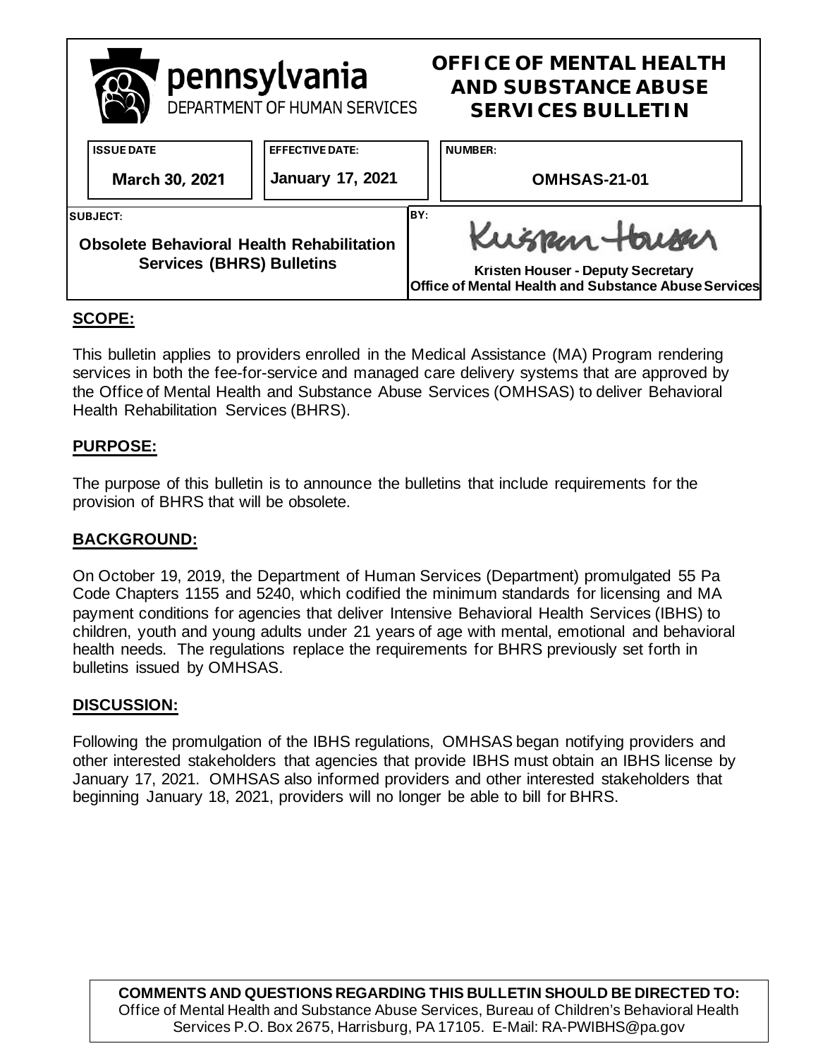**pennsylvania**
DEPARTMENT OF HUMAN SERVICES

# OFFICE OF MENTAL HEALTH AND SUBSTANCE ABUSE SERVICES BULLETIN

| ISSUE DATE | EFFECTIVE DATE: | NUMBER: |
|---|---|---|
| March 30, 2021 | January 17, 2021 | OMHSAS-21-01 |

| SUBJECT: | BY: |
|---|---|
| Obsolete Behavioral Health Rehabilitation Services (BHRS) Bulletins | Kristen Houser - Deputy Secretary<br>Office of Mental Health and Substance Abuse Services |

## SCOPE:

This bulletin applies to providers enrolled in the Medical Assistance (MA) Program rendering services in both the fee-for-service and managed care delivery systems that are approved by the Office of Mental Health and Substance Abuse Services (OMHSAS) to deliver Behavioral Health Rehabilitation Services (BHRS).

## PURPOSE:

The purpose of this bulletin is to announce the bulletins that include requirements for the provision of BHRS that will be obsolete.

## BACKGROUND:

On October 19, 2019, the Department of Human Services (Department) promulgated 55 Pa Code Chapters 1155 and 5240, which codified the minimum standards for licensing and MA payment conditions for agencies that deliver Intensive Behavioral Health Services (IBHS) to children, youth and young adults under 21 years of age with mental, emotional and behavioral health needs. The regulations replace the requirements for BHRS previously set forth in bulletins issued by OMHSAS.

## DISCUSSION:

Following the promulgation of the IBHS regulations, OMHSAS began notifying providers and other interested stakeholders that agencies that provide IBHS must obtain an IBHS license by January 17, 2021. OMHSAS also informed providers and other interested stakeholders that beginning January 18, 2021, providers will no longer be able to bill for BHRS.

**COMMENTS AND QUESTIONS REGARDING THIS BULLETIN SHOULD BE DIRECTED TO:**
Office of Mental Health and Substance Abuse Services, Bureau of Children's Behavioral Health Services P.O. Box 2675, Harrisburg, PA 17105. E-Mail: RA-PWIBHS@pa.gov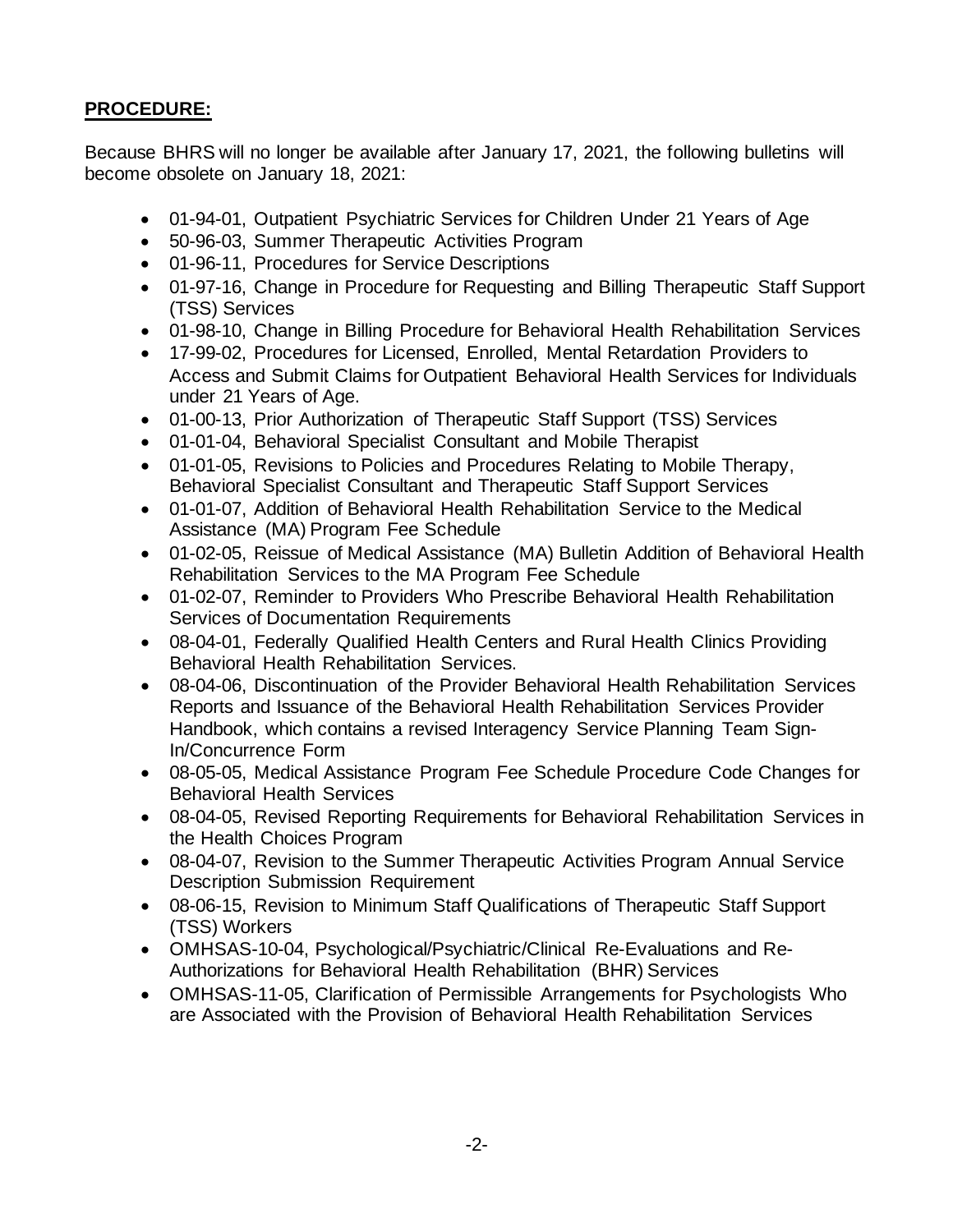## **PROCEDURE:**

Because BHRS will no longer be available after January 17, 2021, the following bulletins will become obsolete on January 18, 2021:

- 01-94-01, Outpatient Psychiatric Services for Children Under 21 Years of Age
- 50-96-03, Summer Therapeutic Activities Program
- 01-96-11, Procedures for Service Descriptions
- 01-97-16, Change in Procedure for Requesting and Billing Therapeutic Staff Support (TSS) Services
- 01-98-10, Change in Billing Procedure for Behavioral Health Rehabilitation Services
- 17-99-02, Procedures for Licensed, Enrolled, Mental Retardation Providers to Access and Submit Claims for Outpatient Behavioral Health Services for Individuals under 21 Years of Age.
- 01-00-13, Prior Authorization of Therapeutic Staff Support (TSS) Services
- 01-01-04, Behavioral Specialist Consultant and Mobile Therapist
- 01-01-05, Revisions to Policies and Procedures Relating to Mobile Therapy, Behavioral Specialist Consultant and Therapeutic Staff Support Services
- 01-01-07, Addition of Behavioral Health Rehabilitation Service to the Medical Assistance (MA) Program Fee Schedule
- 01-02-05, Reissue of Medical Assistance (MA) Bulletin Addition of Behavioral Health Rehabilitation Services to the MA Program Fee Schedule
- 01-02-07, Reminder to Providers Who Prescribe Behavioral Health Rehabilitation Services of Documentation Requirements
- 08-04-01, Federally Qualified Health Centers and Rural Health Clinics Providing Behavioral Health Rehabilitation Services.
- 08-04-06, Discontinuation of the Provider Behavioral Health Rehabilitation Services Reports and Issuance of the Behavioral Health Rehabilitation Services Provider Handbook, which contains a revised Interagency Service Planning Team Sign-In/Concurrence Form
- 08-05-05, Medical Assistance Program Fee Schedule Procedure Code Changes for Behavioral Health Services
- 08-04-05, Revised Reporting Requirements for Behavioral Rehabilitation Services in the Health Choices Program
- 08-04-07, Revision to the Summer Therapeutic Activities Program Annual Service Description Submission Requirement
- 08-06-15, Revision to Minimum Staff Qualifications of Therapeutic Staff Support (TSS) Workers
- OMHSAS-10-04, Psychological/Psychiatric/Clinical Re-Evaluations and Re-Authorizations for Behavioral Health Rehabilitation (BHR) Services
- OMHSAS-11-05, Clarification of Permissible Arrangements for Psychologists Who are Associated with the Provision of Behavioral Health Rehabilitation Services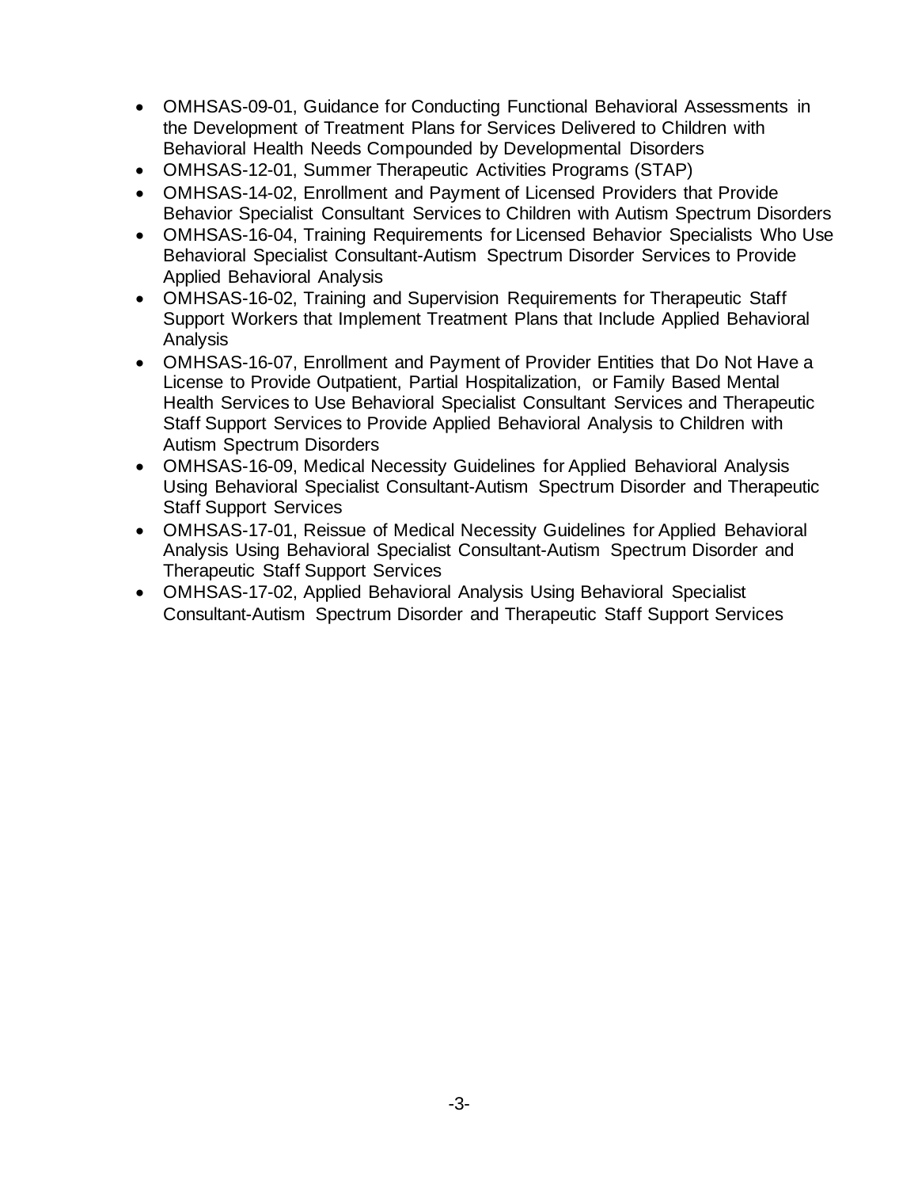- OMHSAS-09-01, Guidance for Conducting Functional Behavioral Assessments in the Development of Treatment Plans for Services Delivered to Children with Behavioral Health Needs Compounded by Developmental Disorders
- OMHSAS-12-01, Summer Therapeutic Activities Programs (STAP)
- OMHSAS-14-02, Enrollment and Payment of Licensed Providers that Provide Behavior Specialist Consultant Services to Children with Autism Spectrum Disorders
- OMHSAS-16-04, Training Requirements for Licensed Behavior Specialists Who Use Behavioral Specialist Consultant-Autism Spectrum Disorder Services to Provide Applied Behavioral Analysis
- OMHSAS-16-02, Training and Supervision Requirements for Therapeutic Staff Support Workers that Implement Treatment Plans that Include Applied Behavioral Analysis
- OMHSAS-16-07, Enrollment and Payment of Provider Entities that Do Not Have a License to Provide Outpatient, Partial Hospitalization, or Family Based Mental Health Services to Use Behavioral Specialist Consultant Services and Therapeutic Staff Support Services to Provide Applied Behavioral Analysis to Children with Autism Spectrum Disorders
- OMHSAS-16-09, Medical Necessity Guidelines for Applied Behavioral Analysis Using Behavioral Specialist Consultant-Autism Spectrum Disorder and Therapeutic Staff Support Services
- OMHSAS-17-01, Reissue of Medical Necessity Guidelines for Applied Behavioral Analysis Using Behavioral Specialist Consultant-Autism Spectrum Disorder and Therapeutic Staff Support Services
- OMHSAS-17-02, Applied Behavioral Analysis Using Behavioral Specialist Consultant-Autism Spectrum Disorder and Therapeutic Staff Support Services